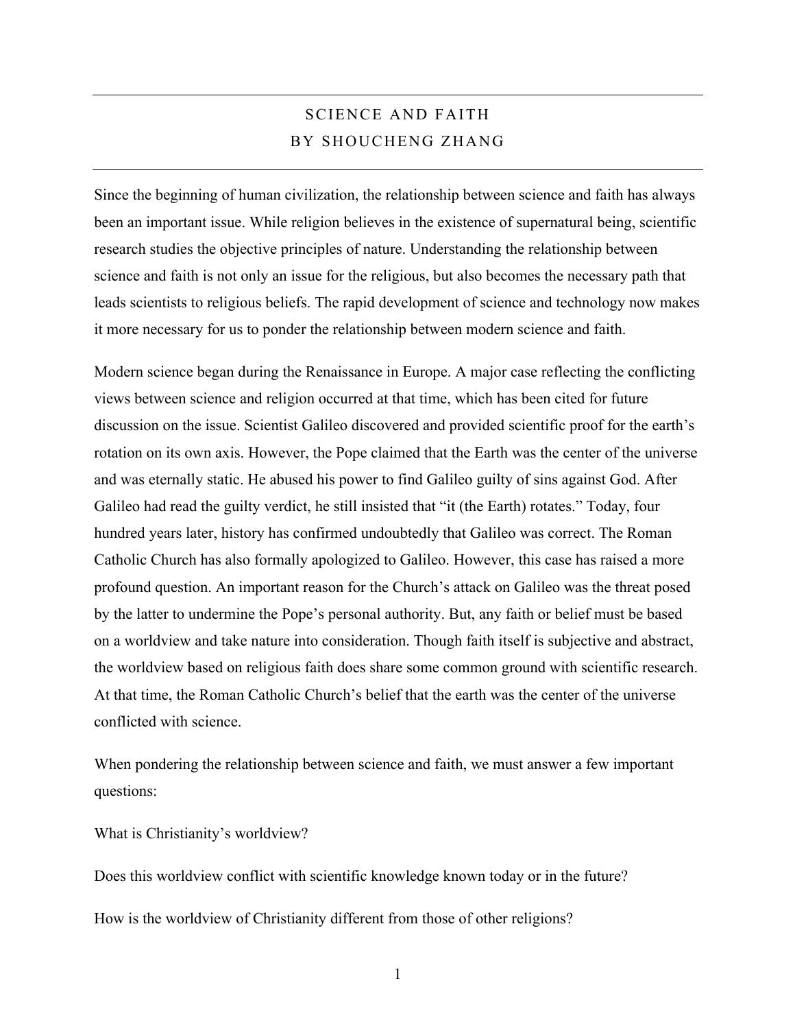# SCIENCE AND FAITH
## BY SHOUCHENG ZHANG

Since the beginning of human civilization, the relationship between science and faith has always been an important issue. While religion believes in the existence of supernatural being, scientific research studies the objective principles of nature. Understanding the relationship between science and faith is not only an issue for the religious, but also becomes the necessary path that leads scientists to religious beliefs. The rapid development of science and technology now makes it more necessary for us to ponder the relationship between modern science and faith.

Modern science began during the Renaissance in Europe. A major case reflecting the conflicting views between science and religion occurred at that time, which has been cited for future discussion on the issue. Scientist Galileo discovered and provided scientific proof for the earth's rotation on its own axis. However, the Pope claimed that the Earth was the center of the universe and was eternally static. He abused his power to find Galileo guilty of sins against God. After Galileo had read the guilty verdict, he still insisted that "it (the Earth) rotates." Today, four hundred years later, history has confirmed undoubtedly that Galileo was correct. The Roman Catholic Church has also formally apologized to Galileo. However, this case has raised a more profound question. An important reason for the Church's attack on Galileo was the threat posed by the latter to undermine the Pope's personal authority. But, any faith or belief must be based on a worldview and take nature into consideration. Though faith itself is subjective and abstract, the worldview based on religious faith does share some common ground with scientific research. At that time, the Roman Catholic Church's belief that the earth was the center of the universe conflicted with science.

When pondering the relationship between science and faith, we must answer a few important questions:

What is Christianity's worldview?

Does this worldview conflict with scientific knowledge known today or in the future?

How is the worldview of Christianity different from those of other religions?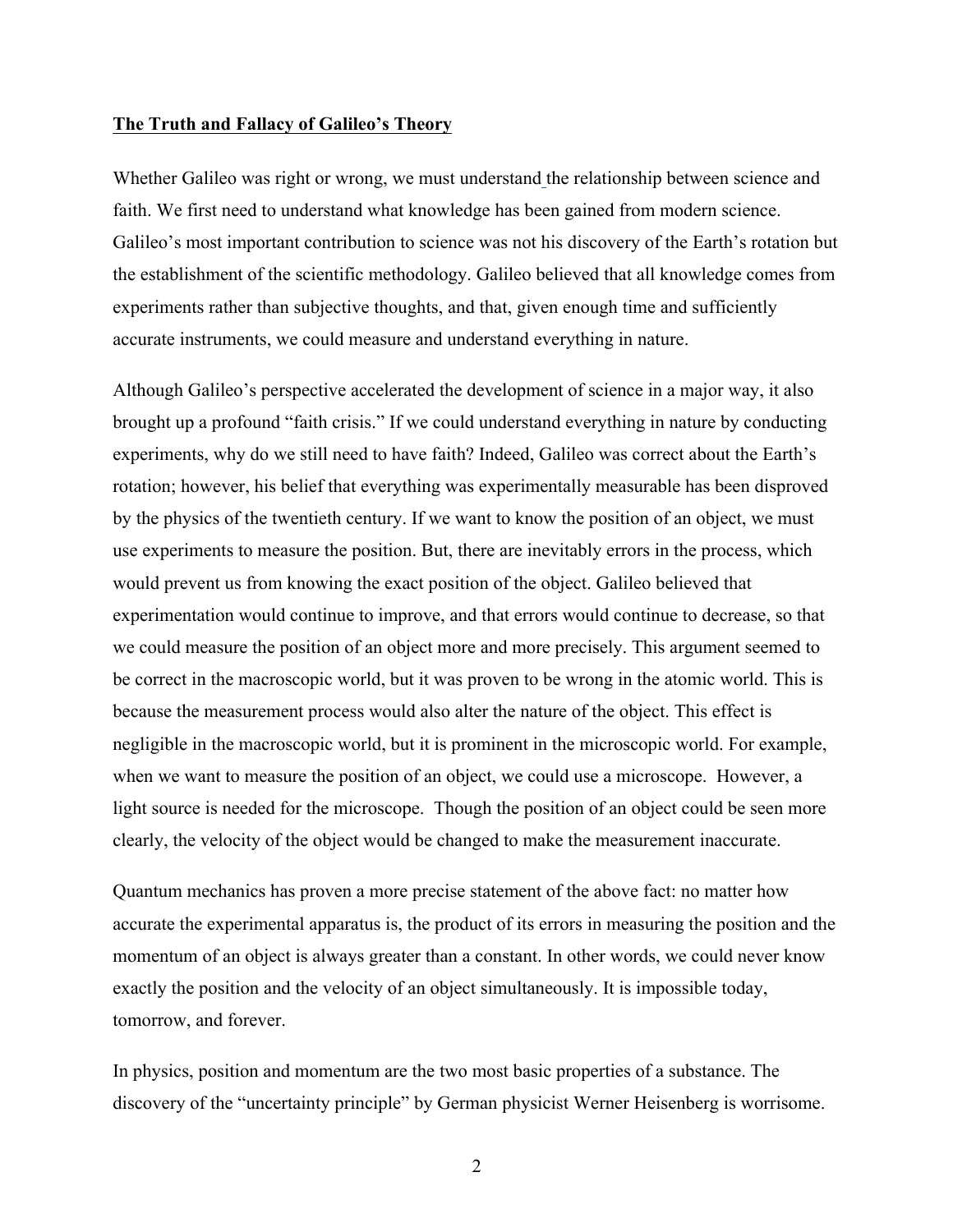**The Truth and Fallacy of Galileo's Theory**

Whether Galileo was right or wrong, we must understand the relationship between science and faith. We first need to understand what knowledge has been gained from modern science. Galileo's most important contribution to science was not his discovery of the Earth's rotation but the establishment of the scientific methodology. Galileo believed that all knowledge comes from experiments rather than subjective thoughts, and that, given enough time and sufficiently accurate instruments, we could measure and understand everything in nature.

Although Galileo's perspective accelerated the development of science in a major way, it also brought up a profound "faith crisis." If we could understand everything in nature by conducting experiments, why do we still need to have faith? Indeed, Galileo was correct about the Earth's rotation; however, his belief that everything was experimentally measurable has been disproved by the physics of the twentieth century. If we want to know the position of an object, we must use experiments to measure the position. But, there are inevitably errors in the process, which would prevent us from knowing the exact position of the object. Galileo believed that experimentation would continue to improve, and that errors would continue to decrease, so that we could measure the position of an object more and more precisely. This argument seemed to be correct in the macroscopic world, but it was proven to be wrong in the atomic world. This is because the measurement process would also alter the nature of the object. This effect is negligible in the macroscopic world, but it is prominent in the microscopic world. For example, when we want to measure the position of an object, we could use a microscope. However, a light source is needed for the microscope. Though the position of an object could be seen more clearly, the velocity of the object would be changed to make the measurement inaccurate.

Quantum mechanics has proven a more precise statement of the above fact: no matter how accurate the experimental apparatus is, the product of its errors in measuring the position and the momentum of an object is always greater than a constant. In other words, we could never know exactly the position and the velocity of an object simultaneously. It is impossible today, tomorrow, and forever.

In physics, position and momentum are the two most basic properties of a substance. The discovery of the "uncertainty principle" by German physicist Werner Heisenberg is worrisome.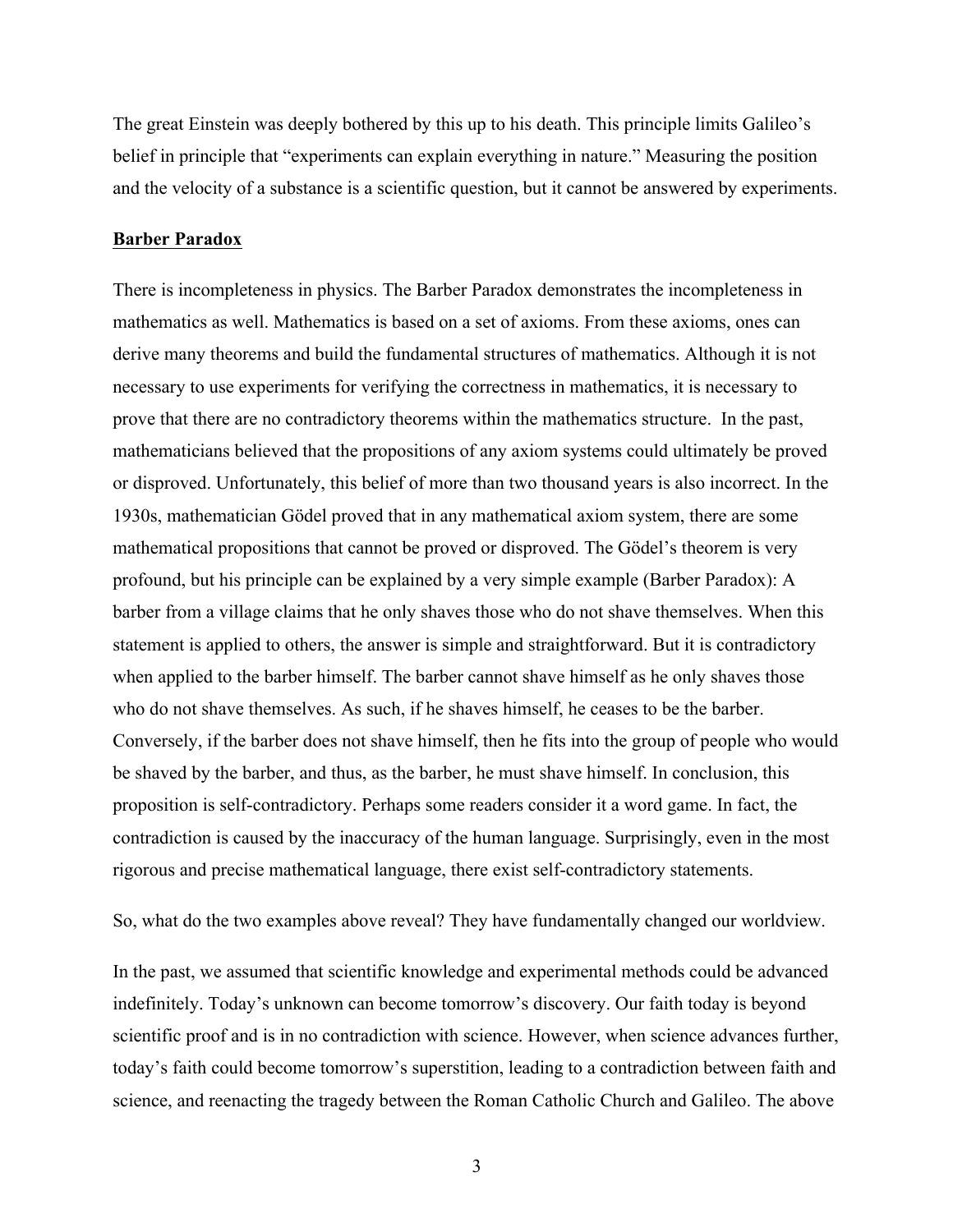The great Einstein was deeply bothered by this up to his death. This principle limits Galileo's belief in principle that "experiments can explain everything in nature." Measuring the position and the velocity of a substance is a scientific question, but it cannot be answered by experiments.

## Barber Paradox

There is incompleteness in physics. The Barber Paradox demonstrates the incompleteness in mathematics as well. Mathematics is based on a set of axioms. From these axioms, ones can derive many theorems and build the fundamental structures of mathematics. Although it is not necessary to use experiments for verifying the correctness in mathematics, it is necessary to prove that there are no contradictory theorems within the mathematics structure. In the past, mathematicians believed that the propositions of any axiom systems could ultimately be proved or disproved. Unfortunately, this belief of more than two thousand years is also incorrect. In the 1930s, mathematician Gödel proved that in any mathematical axiom system, there are some mathematical propositions that cannot be proved or disproved. The Gödel's theorem is very profound, but his principle can be explained by a very simple example (Barber Paradox): A barber from a village claims that he only shaves those who do not shave themselves. When this statement is applied to others, the answer is simple and straightforward. But it is contradictory when applied to the barber himself. The barber cannot shave himself as he only shaves those who do not shave themselves. As such, if he shaves himself, he ceases to be the barber. Conversely, if the barber does not shave himself, then he fits into the group of people who would be shaved by the barber, and thus, as the barber, he must shave himself. In conclusion, this proposition is self-contradictory. Perhaps some readers consider it a word game. In fact, the contradiction is caused by the inaccuracy of the human language. Surprisingly, even in the most rigorous and precise mathematical language, there exist self-contradictory statements.

So, what do the two examples above reveal? They have fundamentally changed our worldview.

In the past, we assumed that scientific knowledge and experimental methods could be advanced indefinitely. Today's unknown can become tomorrow's discovery. Our faith today is beyond scientific proof and is in no contradiction with science. However, when science advances further, today's faith could become tomorrow's superstition, leading to a contradiction between faith and science, and reenacting the tragedy between the Roman Catholic Church and Galileo. The above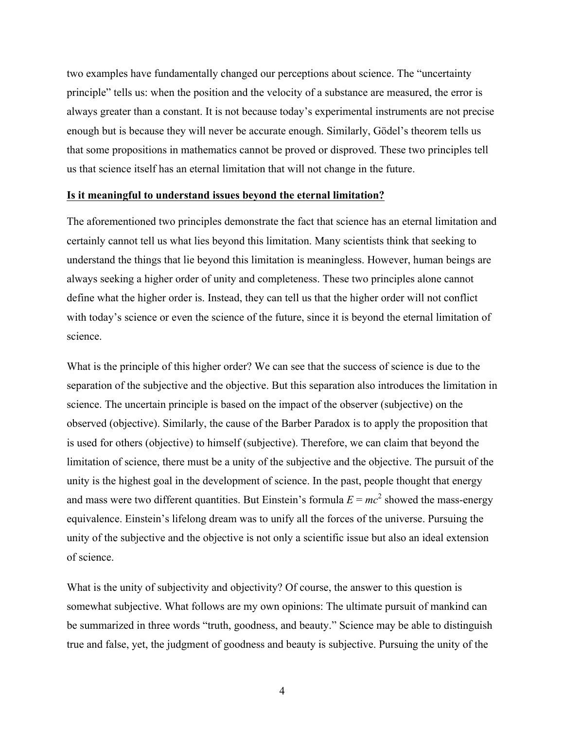two examples have fundamentally changed our perceptions about science. The "uncertainty principle" tells us: when the position and the velocity of a substance are measured, the error is always greater than a constant. It is not because today's experimental instruments are not precise enough but is because they will never be accurate enough. Similarly, Gödel's theorem tells us that some propositions in mathematics cannot be proved or disproved. These two principles tell us that science itself has an eternal limitation that will not change in the future.

**Is it meaningful to understand issues beyond the eternal limitation?**

The aforementioned two principles demonstrate the fact that science has an eternal limitation and certainly cannot tell us what lies beyond this limitation. Many scientists think that seeking to understand the things that lie beyond this limitation is meaningless. However, human beings are always seeking a higher order of unity and completeness. These two principles alone cannot define what the higher order is. Instead, they can tell us that the higher order will not conflict with today's science or even the science of the future, since it is beyond the eternal limitation of science.

What is the principle of this higher order? We can see that the success of science is due to the separation of the subjective and the objective. But this separation also introduces the limitation in science. The uncertain principle is based on the impact of the observer (subjective) on the observed (objective). Similarly, the cause of the Barber Paradox is to apply the proposition that is used for others (objective) to himself (subjective). Therefore, we can claim that beyond the limitation of science, there must be a unity of the subjective and the objective. The pursuit of the unity is the highest goal in the development of science. In the past, people thought that energy and mass were two different quantities. But Einstein's formula $E = mc^2$ showed the mass-energy equivalence. Einstein's lifelong dream was to unify all the forces of the universe. Pursuing the unity of the subjective and the objective is not only a scientific issue but also an ideal extension of science.

What is the unity of subjectivity and objectivity? Of course, the answer to this question is somewhat subjective. What follows are my own opinions: The ultimate pursuit of mankind can be summarized in three words "truth, goodness, and beauty." Science may be able to distinguish true and false, yet, the judgment of goodness and beauty is subjective. Pursuing the unity of the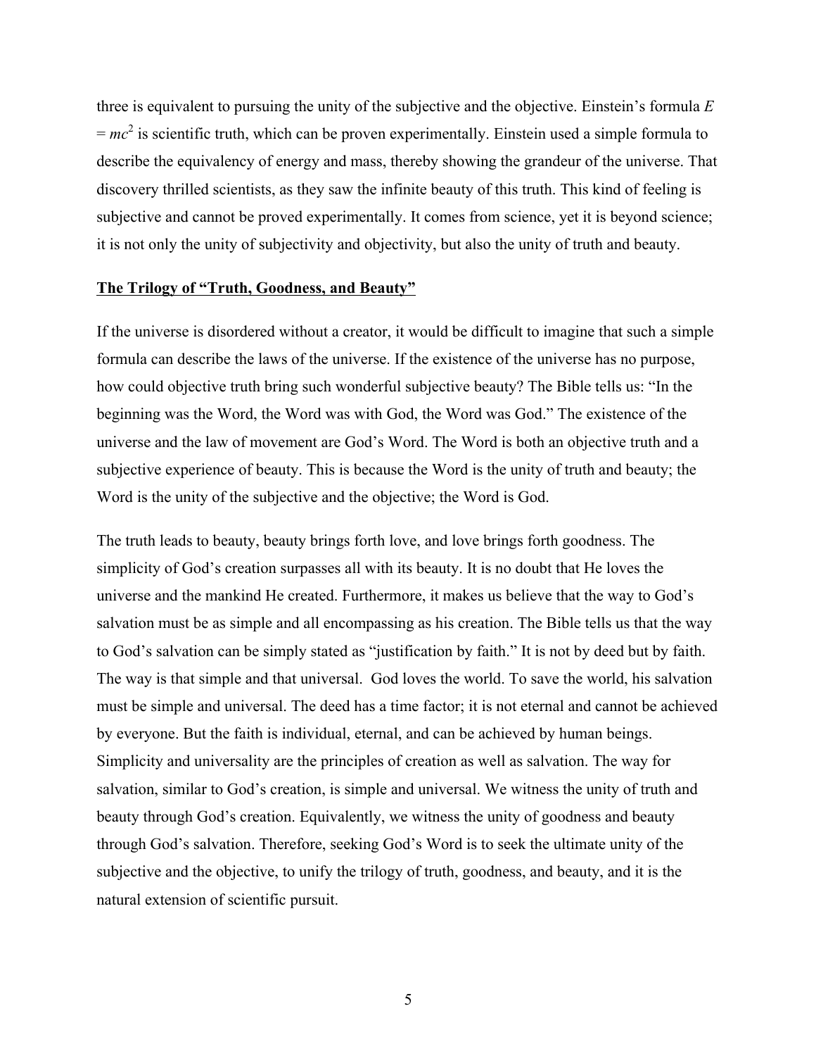three is equivalent to pursuing the unity of the subjective and the objective. Einstein's formula $E = mc^2$ is scientific truth, which can be proven experimentally. Einstein used a simple formula to describe the equivalency of energy and mass, thereby showing the grandeur of the universe. That discovery thrilled scientists, as they saw the infinite beauty of this truth. This kind of feeling is subjective and cannot be proved experimentally. It comes from science, yet it is beyond science; it is not only the unity of subjectivity and objectivity, but also the unity of truth and beauty.

## <u>The Trilogy of "Truth, Goodness, and Beauty"</u>

If the universe is disordered without a creator, it would be difficult to imagine that such a simple formula can describe the laws of the universe. If the existence of the universe has no purpose, how could objective truth bring such wonderful subjective beauty? The Bible tells us: "In the beginning was the Word, the Word was with God, the Word was God." The existence of the universe and the law of movement are God's Word. The Word is both an objective truth and a subjective experience of beauty. This is because the Word is the unity of truth and beauty; the Word is the unity of the subjective and the objective; the Word is God.

The truth leads to beauty, beauty brings forth love, and love brings forth goodness. The simplicity of God's creation surpasses all with its beauty. It is no doubt that He loves the universe and the mankind He created. Furthermore, it makes us believe that the way to God's salvation must be as simple and all encompassing as his creation. The Bible tells us that the way to God's salvation can be simply stated as "justification by faith." It is not by deed but by faith. The way is that simple and that universal. God loves the world. To save the world, his salvation must be simple and universal. The deed has a time factor; it is not eternal and cannot be achieved by everyone. But the faith is individual, eternal, and can be achieved by human beings. Simplicity and universality are the principles of creation as well as salvation. The way for salvation, similar to God's creation, is simple and universal. We witness the unity of truth and beauty through God's creation. Equivalently, we witness the unity of goodness and beauty through God's salvation. Therefore, seeking God's Word is to seek the ultimate unity of the subjective and the objective, to unify the trilogy of truth, goodness, and beauty, and it is the natural extension of scientific pursuit.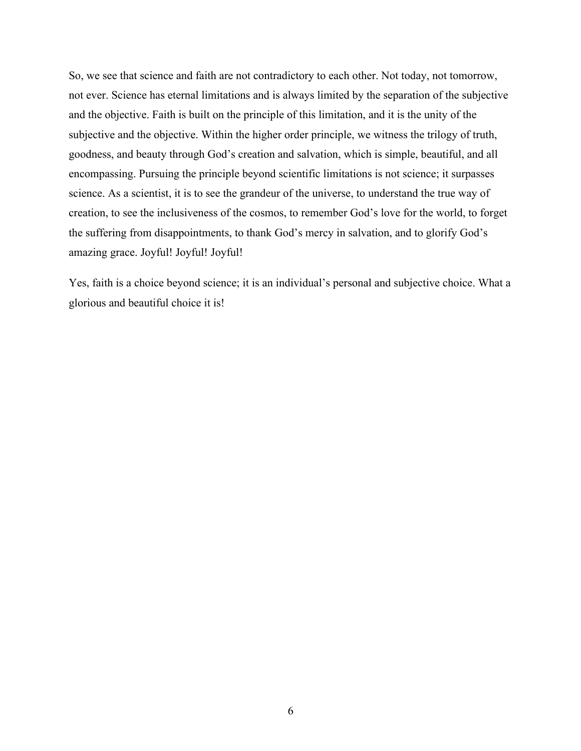So, we see that science and faith are not contradictory to each other. Not today, not tomorrow, not ever. Science has eternal limitations and is always limited by the separation of the subjective and the objective. Faith is built on the principle of this limitation, and it is the unity of the subjective and the objective. Within the higher order principle, we witness the trilogy of truth, goodness, and beauty through God's creation and salvation, which is simple, beautiful, and all encompassing. Pursuing the principle beyond scientific limitations is not science; it surpasses science. As a scientist, it is to see the grandeur of the universe, to understand the true way of creation, to see the inclusiveness of the cosmos, to remember God's love for the world, to forget the suffering from disappointments, to thank God's mercy in salvation, and to glorify God's amazing grace. Joyful! Joyful! Joyful!

Yes, faith is a choice beyond science; it is an individual's personal and subjective choice. What a glorious and beautiful choice it is!